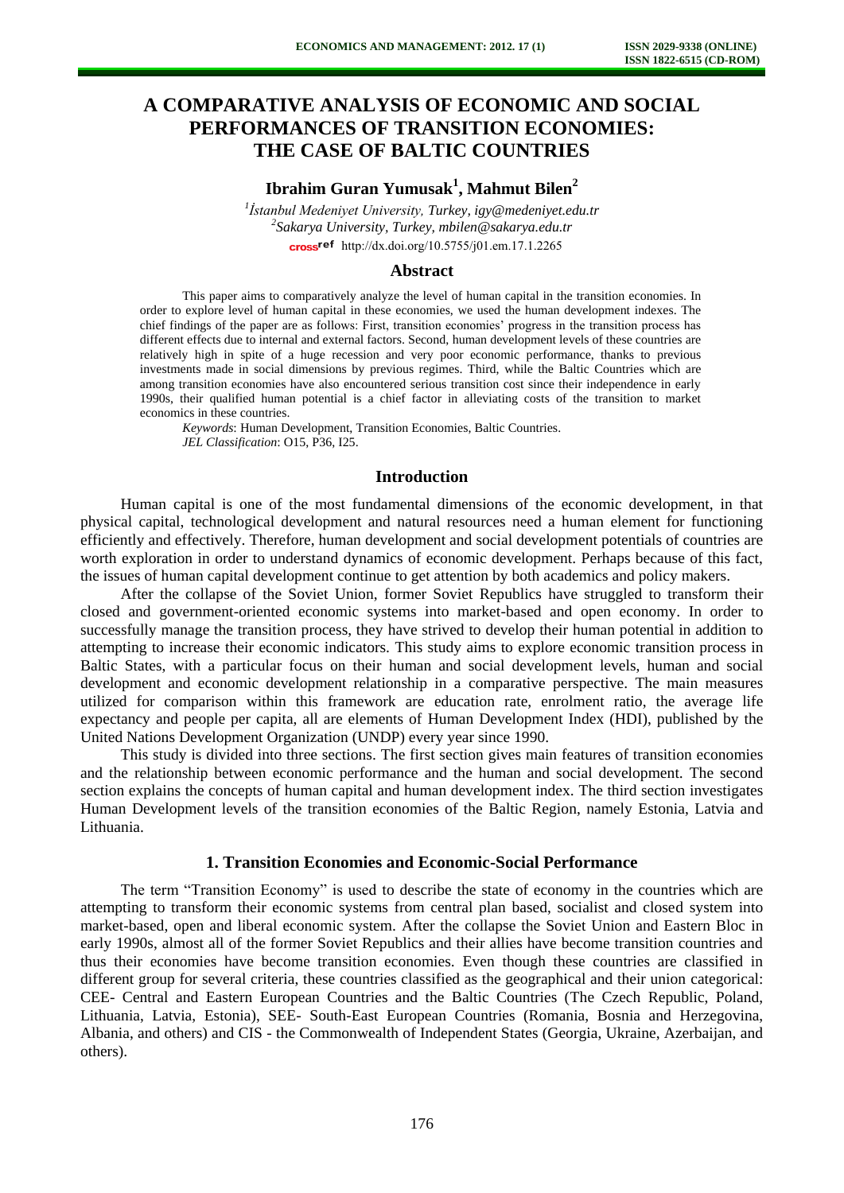# A COMPARATIVE ANALYSIS OF ECONOMIC AND SOCIAL PERFORMANCES OF TRANSITION ECONOMIES: THE CASE OF BALTIC COUNTRIES

**Ibrahim Guran Yumusak[1], Mahmut Bilen[2]**

[1]*İstanbul Medeniyet University, Turkey, igy@medeniyet.edu.tr*
[2]*Sakarya University, Turkey, mbilen@sakarya.edu.tr*
crossref http://dx.doi.org/10.5755/j01.em.17.1.2265

## Abstract

This paper aims to comparatively analyze the level of human capital in the transition economies. In order to explore level of human capital in these economies, we used the human development indexes. The chief findings of the paper are as follows: First, transition economies' progress in the transition process has different effects due to internal and external factors. Second, human development levels of these countries are relatively high in spite of a huge recession and very poor economic performance, thanks to previous investments made in social dimensions by previous regimes. Third, while the Baltic Countries which are among transition economies have also encountered serious transition cost since their independence in early 1990s, their qualified human potential is a chief factor in alleviating costs of the transition to market economics in these countries.

*Keywords*: Human Development, Transition Economies, Baltic Countries.
*JEL Classification*: O15, P36, I25.

## Introduction

Human capital is one of the most fundamental dimensions of the economic development, in that physical capital, technological development and natural resources need a human element for functioning efficiently and effectively. Therefore, human development and social development potentials of countries are worth exploration in order to understand dynamics of economic development. Perhaps because of this fact, the issues of human capital development continue to get attention by both academics and policy makers.

After the collapse of the Soviet Union, former Soviet Republics have struggled to transform their closed and government-oriented economic systems into market-based and open economy. In order to successfully manage the transition process, they have strived to develop their human potential in addition to attempting to increase their economic indicators. This study aims to explore economic transition process in Baltic States, with a particular focus on their human and social development levels, human and social development and economic development relationship in a comparative perspective. The main measures utilized for comparison within this framework are education rate, enrolment ratio, the average life expectancy and people per capita, all are elements of Human Development Index (HDI), published by the United Nations Development Organization (UNDP) every year since 1990.

This study is divided into three sections. The first section gives main features of transition economies and the relationship between economic performance and the human and social development. The second section explains the concepts of human capital and human development index. The third section investigates Human Development levels of the transition economies of the Baltic Region, namely Estonia, Latvia and Lithuania.

## 1. Transition Economies and Economic-Social Performance

The term "Transition Economy" is used to describe the state of economy in the countries which are attempting to transform their economic systems from central plan based, socialist and closed system into market-based, open and liberal economic system. After the collapse the Soviet Union and Eastern Bloc in early 1990s, almost all of the former Soviet Republics and their allies have become transition countries and thus their economies have become transition economies. Even though these countries are classified in different group for several criteria, these countries classified as the geographical and their union categorical: CEE- Central and Eastern European Countries and the Baltic Countries (The Czech Republic, Poland, Lithuania, Latvia, Estonia), SEE- South-East European Countries (Romania, Bosnia and Herzegovina, Albania, and others) and CIS - the Commonwealth of Independent States (Georgia, Ukraine, Azerbaijan, and others).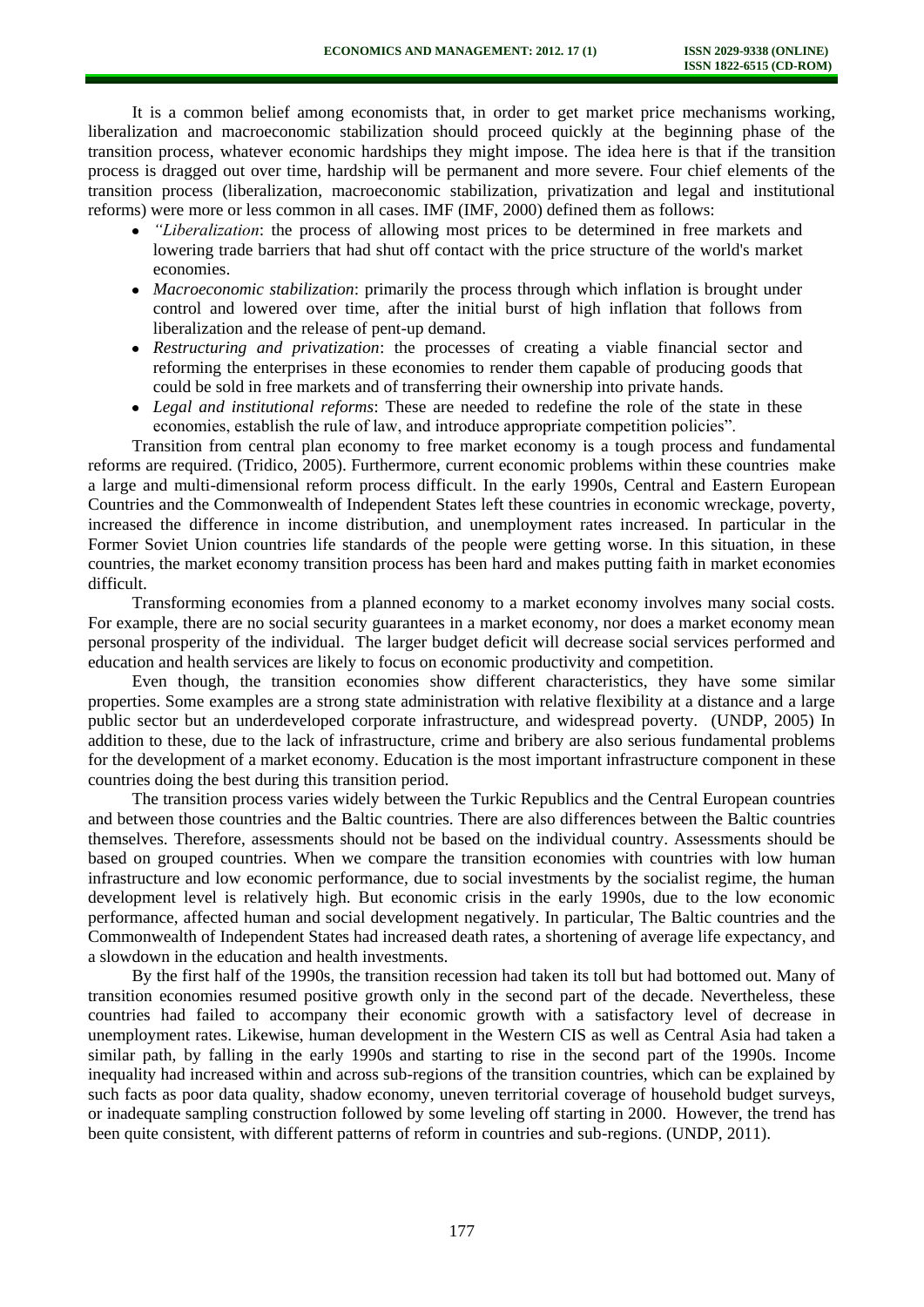It is a common belief among economists that, in order to get market price mechanisms working, liberalization and macroeconomic stabilization should proceed quickly at the beginning phase of the transition process, whatever economic hardships they might impose. The idea here is that if the transition process is dragged out over time, hardship will be permanent and more severe. Four chief elements of the transition process (liberalization, macroeconomic stabilization, privatization and legal and institutional reforms) were more or less common in all cases. IMF (IMF, 2000) defined them as follows:

- *"Liberalization*: the process of allowing most prices to be determined in free markets and lowering trade barriers that had shut off contact with the price structure of the world's market economies.
- *Macroeconomic stabilization*: primarily the process through which inflation is brought under control and lowered over time, after the initial burst of high inflation that follows from liberalization and the release of pent-up demand.
- *Restructuring and privatization*: the processes of creating a viable financial sector and reforming the enterprises in these economies to render them capable of producing goods that could be sold in free markets and of transferring their ownership into private hands.
- *Legal and institutional reforms*: These are needed to redefine the role of the state in these economies, establish the rule of law, and introduce appropriate competition policies".

Transition from central plan economy to free market economy is a tough process and fundamental reforms are required. (Tridico, 2005). Furthermore, current economic problems within these countries make a large and multi-dimensional reform process difficult. In the early 1990s, Central and Eastern European Countries and the Commonwealth of Independent States left these countries in economic wreckage, poverty, increased the difference in income distribution, and unemployment rates increased. In particular in the Former Soviet Union countries life standards of the people were getting worse. In this situation, in these countries, the market economy transition process has been hard and makes putting faith in market economies difficult.

Transforming economies from a planned economy to a market economy involves many social costs. For example, there are no social security guarantees in a market economy, nor does a market economy mean personal prosperity of the individual. The larger budget deficit will decrease social services performed and education and health services are likely to focus on economic productivity and competition.

Even though, the transition economies show different characteristics, they have some similar properties. Some examples are a strong state administration with relative flexibility at a distance and a large public sector but an underdeveloped corporate infrastructure, and widespread poverty. (UNDP, 2005) In addition to these, due to the lack of infrastructure, crime and bribery are also serious fundamental problems for the development of a market economy. Education is the most important infrastructure component in these countries doing the best during this transition period.

The transition process varies widely between the Turkic Republics and the Central European countries and between those countries and the Baltic countries. There are also differences between the Baltic countries themselves. Therefore, assessments should not be based on the individual country. Assessments should be based on grouped countries. When we compare the transition economies with countries with low human infrastructure and low economic performance, due to social investments by the socialist regime, the human development level is relatively high. But economic crisis in the early 1990s, due to the low economic performance, affected human and social development negatively. In particular, The Baltic countries and the Commonwealth of Independent States had increased death rates, a shortening of average life expectancy, and a slowdown in the education and health investments.

By the first half of the 1990s, the transition recession had taken its toll but had bottomed out. Many of transition economies resumed positive growth only in the second part of the decade. Nevertheless, these countries had failed to accompany their economic growth with a satisfactory level of decrease in unemployment rates. Likewise, human development in the Western CIS as well as Central Asia had taken a similar path, by falling in the early 1990s and starting to rise in the second part of the 1990s. Income inequality had increased within and across sub-regions of the transition countries, which can be explained by such facts as poor data quality, shadow economy, uneven territorial coverage of household budget surveys, or inadequate sampling construction followed by some leveling off starting in 2000. However, the trend has been quite consistent, with different patterns of reform in countries and sub-regions. (UNDP, 2011).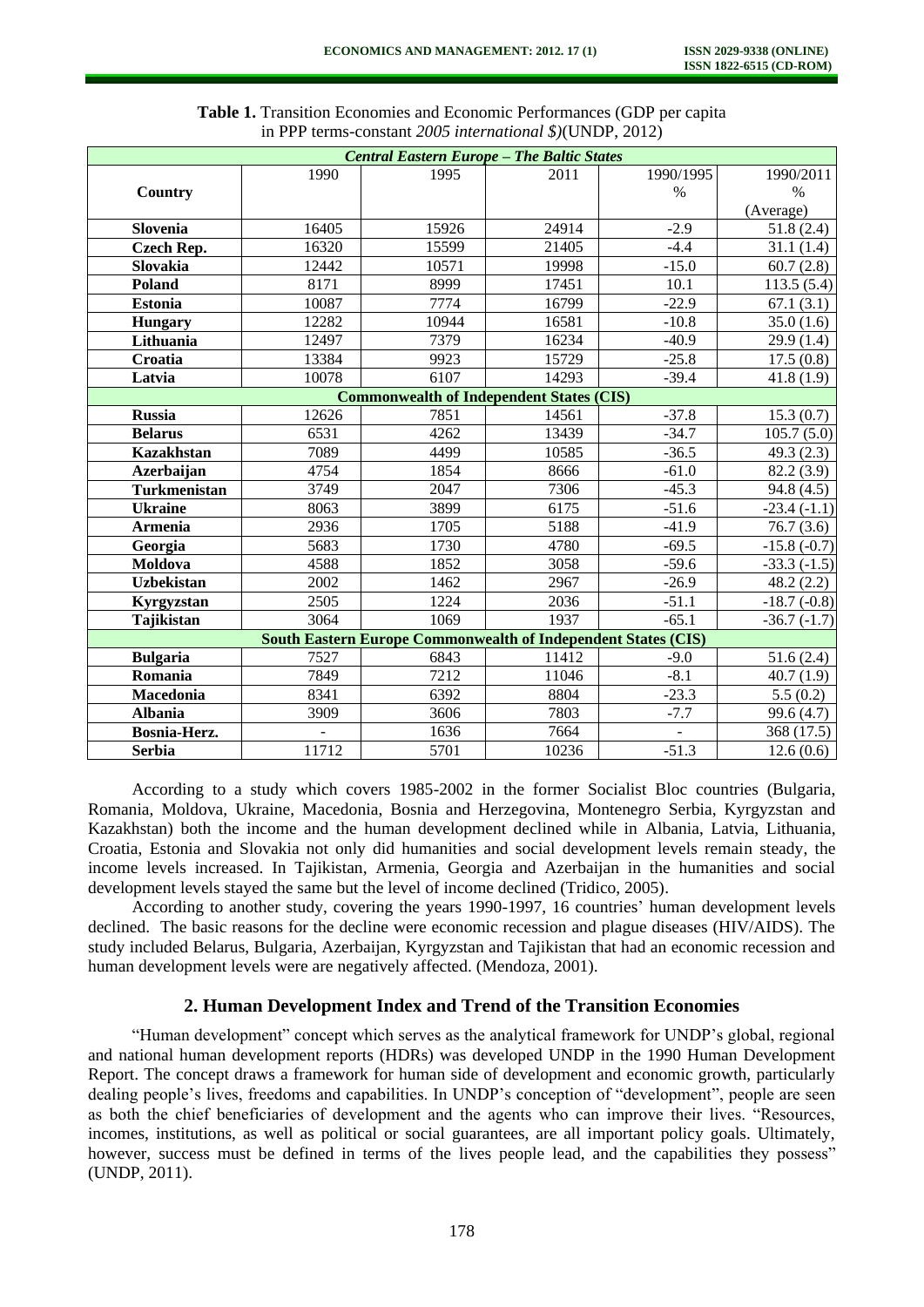**Table 1.** Transition Economies and Economic Performances (GDP per capita in PPP terms-constant *2005 international $*)(UNDP, 2012)

| Country | 1990 | 1995 | 2011 | 1990/1995 % | 1990/2011 % (Average) |
|---|---|---|---|---|---|
| ***Central Eastern Europe – The Baltic States*** | | | | | |
| **Slovenia** | 16405 | 15926 | 24914 | -2.9 | 51.8 (2.4) |
| **Czech Rep.** | 16320 | 15599 | 21405 | -4.4 | 31.1 (1.4) |
| **Slovakia** | 12442 | 10571 | 19998 | -15.0 | 60.7 (2.8) |
| **Poland** | 8171 | 8999 | 17451 | 10.1 | 113.5 (5.4) |
| **Estonia** | 10087 | 7774 | 16799 | -22.9 | 67.1 (3.1) |
| **Hungary** | 12282 | 10944 | 16581 | -10.8 | 35.0 (1.6) |
| **Lithuania** | 12497 | 7379 | 16234 | -40.9 | 29.9 (1.4) |
| **Croatia** | 13384 | 9923 | 15729 | -25.8 | 17.5 (0.8) |
| **Latvia** | 10078 | 6107 | 14293 | -39.4 | 41.8 (1.9) |
| **Commonwealth of Independent States (CIS)** | | | | | |
| **Russia** | 12626 | 7851 | 14561 | -37.8 | 15.3 (0.7) |
| **Belarus** | 6531 | 4262 | 13439 | -34.7 | 105.7 (5.0) |
| **Kazakhstan** | 7089 | 4499 | 10585 | -36.5 | 49.3 (2.3) |
| **Azerbaijan** | 4754 | 1854 | 8666 | -61.0 | 82.2 (3.9) |
| **Turkmenistan** | 3749 | 2047 | 7306 | -45.3 | 94.8 (4.5) |
| **Ukraine** | 8063 | 3899 | 6175 | -51.6 | -23.4 (-1.1) |
| **Armenia** | 2936 | 1705 | 5188 | -41.9 | 76.7 (3.6) |
| **Georgia** | 5683 | 1730 | 4780 | -69.5 | -15.8 (-0.7) |
| **Moldova** | 4588 | 1852 | 3058 | -59.6 | -33.3 (-1.5) |
| **Uzbekistan** | 2002 | 1462 | 2967 | -26.9 | 48.2 (2.2) |
| **Kyrgyzstan** | 2505 | 1224 | 2036 | -51.1 | -18.7 (-0.8) |
| **Tajikistan** | 3064 | 1069 | 1937 | -65.1 | -36.7 (-1.7) |
| **South Eastern Europe Commonwealth of Independent States (CIS)** | | | | | |
| **Bulgaria** | 7527 | 6843 | 11412 | -9.0 | 51.6 (2.4) |
| **Romania** | 7849 | 7212 | 11046 | -8.1 | 40.7 (1.9) |
| **Macedonia** | 8341 | 6392 | 8804 | -23.3 | 5.5 (0.2) |
| **Albania** | 3909 | 3606 | 7803 | -7.7 | 99.6 (4.7) |
| **Bosnia-Herz.** | - | 1636 | 7664 | - | 368 (17.5) |
| **Serbia** | 11712 | 5701 | 10236 | -51.3 | 12.6 (0.6) |

According to a study which covers 1985-2002 in the former Socialist Bloc countries (Bulgaria, Romania, Moldova, Ukraine, Macedonia, Bosnia and Herzegovina, Montenegro Serbia, Kyrgyzstan and Kazakhstan) both the income and the human development declined while in Albania, Latvia, Lithuania, Croatia, Estonia and Slovakia not only did humanities and social development levels remain steady, the income levels increased. In Tajikistan, Armenia, Georgia and Azerbaijan in the humanities and social development levels stayed the same but the level of income declined (Tridico, 2005).

According to another study, covering the years 1990-1997, 16 countries' human development levels declined. The basic reasons for the decline were economic recession and plague diseases (HIV/AIDS). The study included Belarus, Bulgaria, Azerbaijan, Kyrgyzstan and Tajikistan that had an economic recession and human development levels were are negatively affected. (Mendoza, 2001).

## 2. Human Development Index and Trend of the Transition Economies

"Human development" concept which serves as the analytical framework for UNDP's global, regional and national human development reports (HDRs) was developed UNDP in the 1990 Human Development Report. The concept draws a framework for human side of development and economic growth, particularly dealing people's lives, freedoms and capabilities. In UNDP's conception of "development", people are seen as both the chief beneficiaries of development and the agents who can improve their lives. "Resources, incomes, institutions, as well as political or social guarantees, are all important policy goals. Ultimately, however, success must be defined in terms of the lives people lead, and the capabilities they possess" (UNDP, 2011).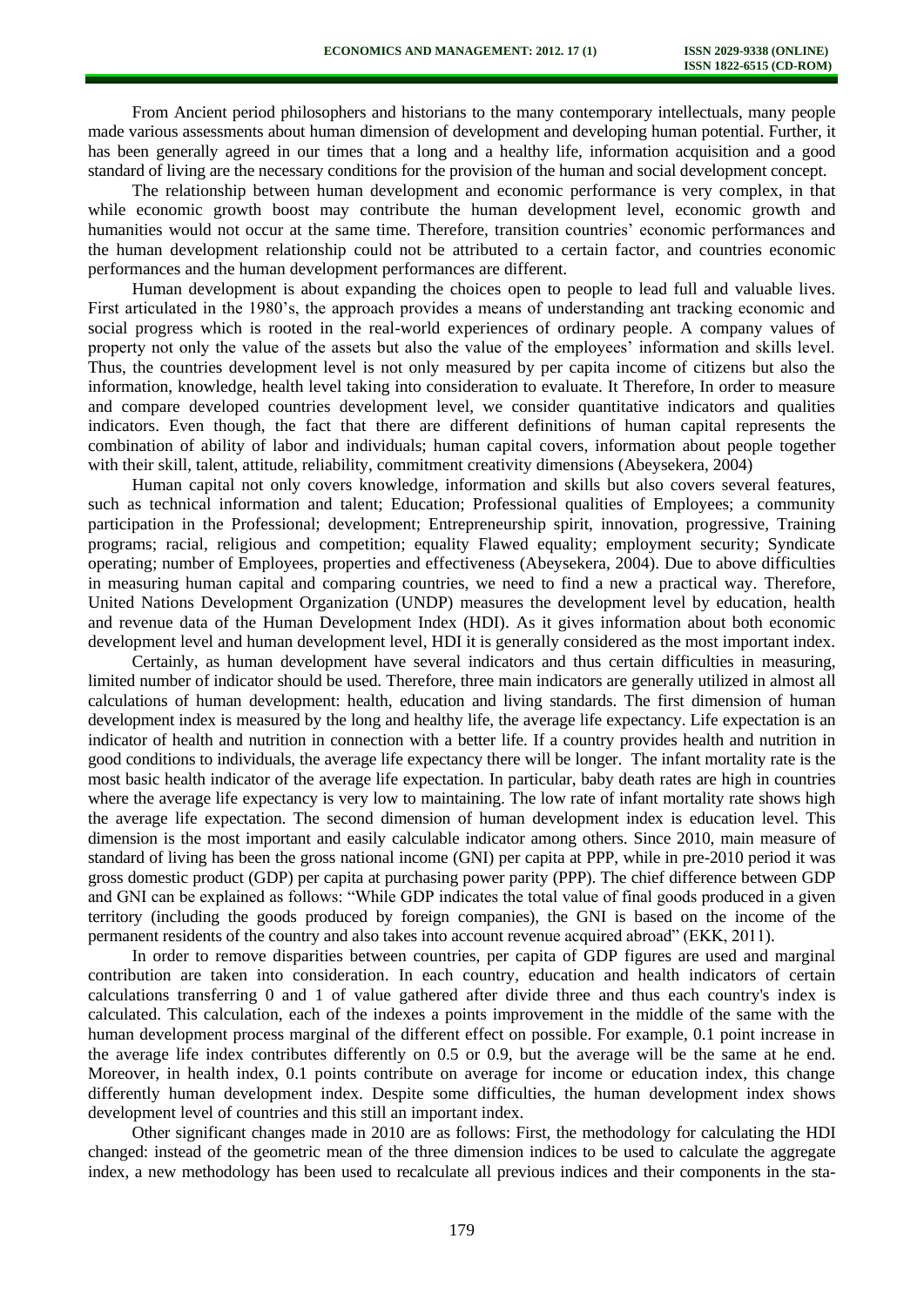From Ancient period philosophers and historians to the many contemporary intellectuals, many people made various assessments about human dimension of development and developing human potential. Further, it has been generally agreed in our times that a long and a healthy life, information acquisition and a good standard of living are the necessary conditions for the provision of the human and social development concept.

The relationship between human development and economic performance is very complex, in that while economic growth boost may contribute the human development level, economic growth and humanities would not occur at the same time. Therefore, transition countries' economic performances and the human development relationship could not be attributed to a certain factor, and countries economic performances and the human development performances are different.

Human development is about expanding the choices open to people to lead full and valuable lives. First articulated in the 1980's, the approach provides a means of understanding ant tracking economic and social progress which is rooted in the real-world experiences of ordinary people. A company values of property not only the value of the assets but also the value of the employees' information and skills level. Thus, the countries development level is not only measured by per capita income of citizens but also the information, knowledge, health level taking into consideration to evaluate. It Therefore, In order to measure and compare developed countries development level, we consider quantitative indicators and qualities indicators. Even though, the fact that there are different definitions of human capital represents the combination of ability of labor and individuals; human capital covers, information about people together with their skill, talent, attitude, reliability, commitment creativity dimensions (Abeysekera, 2004)

Human capital not only covers knowledge, information and skills but also covers several features, such as technical information and talent; Education; Professional qualities of Employees; a community participation in the Professional; development; Entrepreneurship spirit, innovation, progressive, Training programs; racial, religious and competition; equality Flawed equality; employment security; Syndicate operating; number of Employees, properties and effectiveness (Abeysekera, 2004). Due to above difficulties in measuring human capital and comparing countries, we need to find a new a practical way. Therefore, United Nations Development Organization (UNDP) measures the development level by education, health and revenue data of the Human Development Index (HDI). As it gives information about both economic development level and human development level, HDI it is generally considered as the most important index.

Certainly, as human development have several indicators and thus certain difficulties in measuring, limited number of indicator should be used. Therefore, three main indicators are generally utilized in almost all calculations of human development: health, education and living standards. The first dimension of human development index is measured by the long and healthy life, the average life expectancy. Life expectation is an indicator of health and nutrition in connection with a better life. If a country provides health and nutrition in good conditions to individuals, the average life expectancy there will be longer. The infant mortality rate is the most basic health indicator of the average life expectation. In particular, baby death rates are high in countries where the average life expectancy is very low to maintaining. The low rate of infant mortality rate shows high the average life expectation. The second dimension of human development index is education level. This dimension is the most important and easily calculable indicator among others. Since 2010, main measure of standard of living has been the gross national income (GNI) per capita at PPP, while in pre-2010 period it was gross domestic product (GDP) per capita at purchasing power parity (PPP). The chief difference between GDP and GNI can be explained as follows: "While GDP indicates the total value of final goods produced in a given territory (including the goods produced by foreign companies), the GNI is based on the income of the permanent residents of the country and also takes into account revenue acquired abroad" (EKK, 2011).

In order to remove disparities between countries, per capita of GDP figures are used and marginal contribution are taken into consideration. In each country, education and health indicators of certain calculations transferring 0 and 1 of value gathered after divide three and thus each country's index is calculated. This calculation, each of the indexes a points improvement in the middle of the same with the human development process marginal of the different effect on possible. For example, 0.1 point increase in the average life index contributes differently on 0.5 or 0.9, but the average will be the same at he end. Moreover, in health index, 0.1 points contribute on average for income or education index, this change differently human development index. Despite some difficulties, the human development index shows development level of countries and this still an important index.

Other significant changes made in 2010 are as follows: First, the methodology for calculating the HDI changed: instead of the geometric mean of the three dimension indices to be used to calculate the aggregate index, a new methodology has been used to recalculate all previous indices and their components in the sta-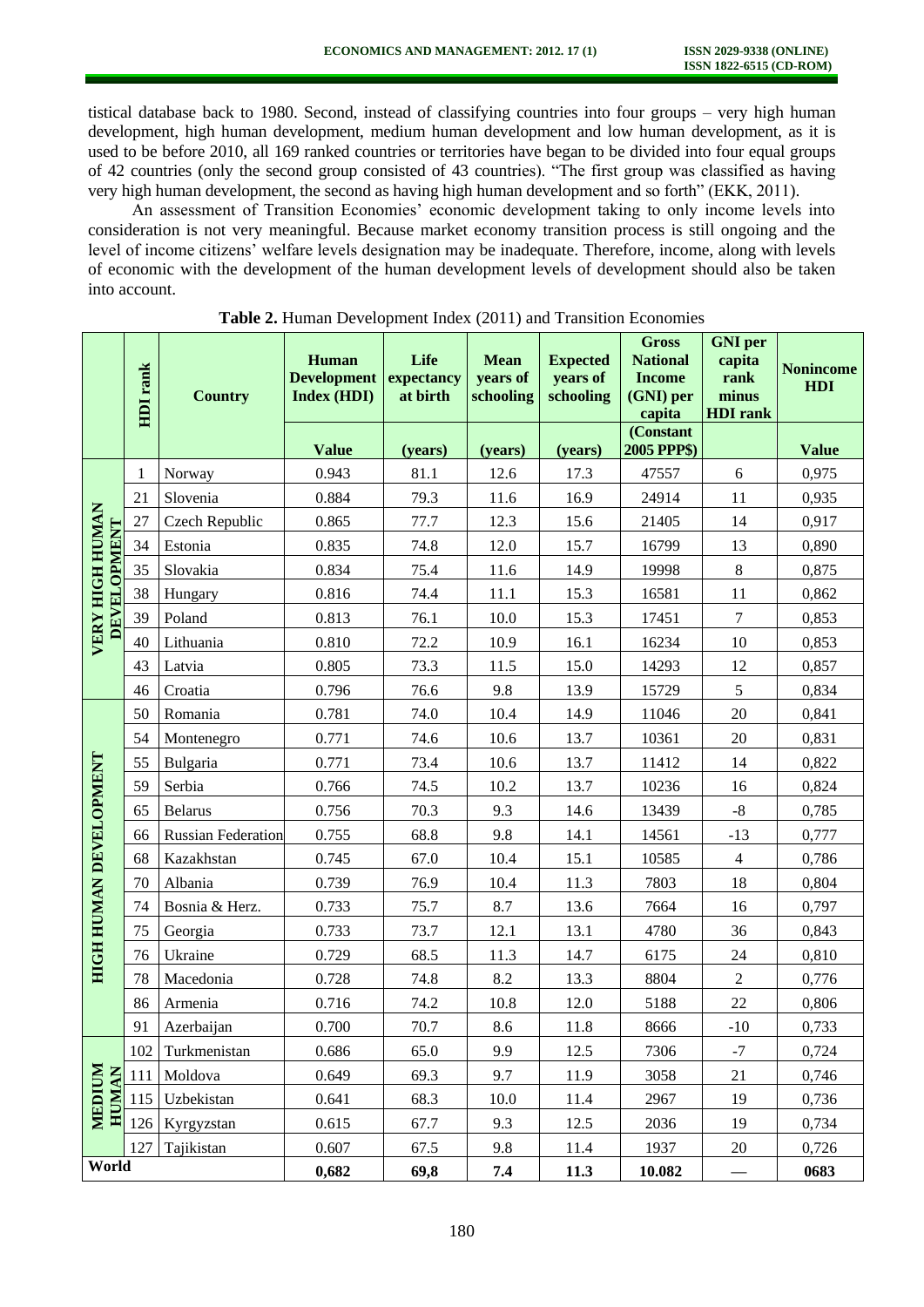tistical database back to 1980. Second, instead of classifying countries into four groups – very high human development, high human development, medium human development and low human development, as it is used to be before 2010, all 169 ranked countries or territories have began to be divided into four equal groups of 42 countries (only the second group consisted of 43 countries). "The first group was classified as having very high human development, the second as having high human development and so forth" (EKK, 2011).

An assessment of Transition Economies' economic development taking to only income levels into consideration is not very meaningful. Because market economy transition process is still ongoing and the level of income citizens' welfare levels designation may be inadequate. Therefore, income, along with levels of economic with the development of the human development levels of development should also be taken into account.

**Table 2.** Human Development Index (2011) and Transition Economies

| | HDI rank | Country | Human Development Index (HDI) | Life expectancy at birth | Mean years of schooling | Expected years of schooling | Gross National Income (GNI) per capita | GNI per capita rank minus HDI rank | Nonincome HDI |
|---|---|---|---|---|---|---|---|---|---|
| | | | Value | (years) | (years) | (years) | (Constant 2005 PPP$) | | Value |
| VERY HIGH HUMAN DEVELOPMENT | 1 | Norway | 0.943 | 81.1 | 12.6 | 17.3 | 47557 | 6 | 0,975 |
| | 21 | Slovenia | 0.884 | 79.3 | 11.6 | 16.9 | 24914 | 11 | 0,935 |
| | 27 | Czech Republic | 0.865 | 77.7 | 12.3 | 15.6 | 21405 | 14 | 0,917 |
| | 34 | Estonia | 0.835 | 74.8 | 12.0 | 15.7 | 16799 | 13 | 0,890 |
| | 35 | Slovakia | 0.834 | 75.4 | 11.6 | 14.9 | 19998 | 8 | 0,875 |
| | 38 | Hungary | 0.816 | 74.4 | 11.1 | 15.3 | 16581 | 11 | 0,862 |
| | 39 | Poland | 0.813 | 76.1 | 10.0 | 15.3 | 17451 | 7 | 0,853 |
| | 40 | Lithuania | 0.810 | 72.2 | 10.9 | 16.1 | 16234 | 10 | 0,853 |
| | 43 | Latvia | 0.805 | 73.3 | 11.5 | 15.0 | 14293 | 12 | 0,857 |
| | 46 | Croatia | 0.796 | 76.6 | 9.8 | 13.9 | 15729 | 5 | 0,834 |
| HIGH HUMAN DEVELOPMENT | 50 | Romania | 0.781 | 74.0 | 10.4 | 14.9 | 11046 | 20 | 0,841 |
| | 54 | Montenegro | 0.771 | 74.6 | 10.6 | 13.7 | 10361 | 20 | 0,831 |
| | 55 | Bulgaria | 0.771 | 73.4 | 10.6 | 13.7 | 11412 | 14 | 0,822 |
| | 59 | Serbia | 0.766 | 74.5 | 10.2 | 13.7 | 10236 | 16 | 0,824 |
| | 65 | Belarus | 0.756 | 70.3 | 9.3 | 14.6 | 13439 | -8 | 0,785 |
| | 66 | Russian Federation | 0.755 | 68.8 | 9.8 | 14.1 | 14561 | -13 | 0,777 |
| | 68 | Kazakhstan | 0.745 | 67.0 | 10.4 | 15.1 | 10585 | 4 | 0,786 |
| | 70 | Albania | 0.739 | 76.9 | 10.4 | 11.3 | 7803 | 18 | 0,804 |
| | 74 | Bosnia & Herz. | 0.733 | 75.7 | 8.7 | 13.6 | 7664 | 16 | 0,797 |
| | 75 | Georgia | 0.733 | 73.7 | 12.1 | 13.1 | 4780 | 36 | 0,843 |
| | 76 | Ukraine | 0.729 | 68.5 | 11.3 | 14.7 | 6175 | 24 | 0,810 |
| | 78 | Macedonia | 0.728 | 74.8 | 8.2 | 13.3 | 8804 | 2 | 0,776 |
| | 86 | Armenia | 0.716 | 74.2 | 10.8 | 12.0 | 5188 | 22 | 0,806 |
| | 91 | Azerbaijan | 0.700 | 70.7 | 8.6 | 11.8 | 8666 | -10 | 0,733 |
| MEDIUM HUMAN | 102 | Turkmenistan | 0.686 | 65.0 | 9.9 | 12.5 | 7306 | -7 | 0,724 |
| | 111 | Moldova | 0.649 | 69.3 | 9.7 | 11.9 | 3058 | 21 | 0,746 |
| | 115 | Uzbekistan | 0.641 | 68.3 | 10.0 | 11.4 | 2967 | 19 | 0,736 |
| | 126 | Kyrgyzstan | 0.615 | 67.7 | 9.3 | 12.5 | 2036 | 19 | 0,734 |
| | 127 | Tajikistan | 0.607 | 67.5 | 9.8 | 11.4 | 1937 | 20 | 0,726 |
| **World** | | | **0,682** | **69,8** | **7.4** | **11.3** | **10.082** | **—** | **0683** |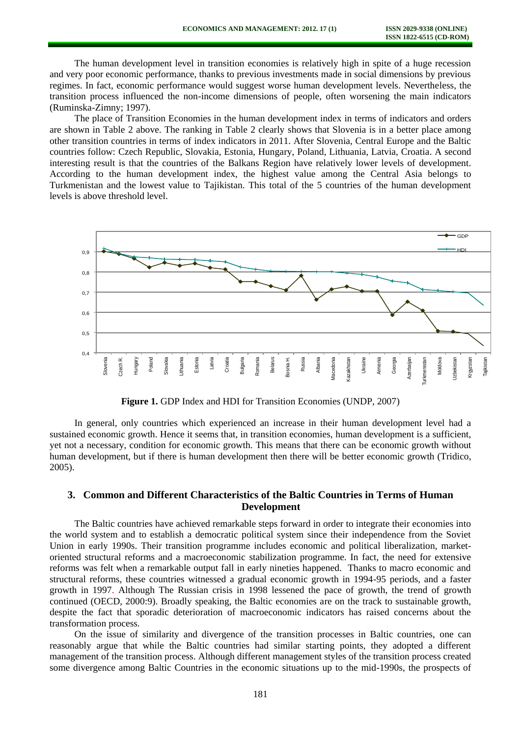The human development level in transition economies is relatively high in spite of a huge recession and very poor economic performance, thanks to previous investments made in social dimensions by previous regimes. In fact, economic performance would suggest worse human development levels. Nevertheless, the transition process influenced the non-income dimensions of people, often worsening the main indicators (Ruminska-Zimny; 1997).

The place of Transition Economies in the human development index in terms of indicators and orders are shown in Table 2 above. The ranking in Table 2 clearly shows that Slovenia is in a better place among other transition countries in terms of index indicators in 2011. After Slovenia, Central Europe and the Baltic countries follow: Czech Republic, Slovakia, Estonia, Hungary, Poland, Lithuania, Latvia, Croatia. A second interesting result is that the countries of the Balkans Region have relatively lower levels of development. According to the human development index, the highest value among the Central Asia belongs to Turkmenistan and the lowest value to Tajikistan. This total of the 5 countries of the human development levels is above threshold level.

**Figure 1.** GDP Index and HDI for Transition Economies (UNDP, 2007)

In general, only countries which experienced an increase in their human development level had a sustained economic growth. Hence it seems that, in transition economies, human development is a sufficient, yet not a necessary, condition for economic growth. This means that there can be economic growth without human development, but if there is human development then there will be better economic growth (Tridico, 2005).

## 3. Common and Different Characteristics of the Baltic Countries in Terms of Human Development

The Baltic countries have achieved remarkable steps forward in order to integrate their economies into the world system and to establish a democratic political system since their independence from the Soviet Union in early 1990s. Their transition programme includes economic and political liberalization, market-oriented structural reforms and a macroeconomic stabilization programme. In fact, the need for extensive reforms was felt when a remarkable output fall in early nineties happened. Thanks to macro economic and structural reforms, these countries witnessed a gradual economic growth in 1994-95 periods, and a faster growth in 1997. Although The Russian crisis in 1998 lessened the pace of growth, the trend of growth continued (OECD, 2000:9). Broadly speaking, the Baltic economies are on the track to sustainable growth, despite the fact that sporadic deterioration of macroeconomic indicators has raised concerns about the transformation process.

On the issue of similarity and divergence of the transition processes in Baltic countries, one can reasonably argue that while the Baltic countries had similar starting points, they adopted a different management of the transition process. Although different management styles of the transition process created some divergence among Baltic Countries in the economic situations up to the mid-1990s, the prospects of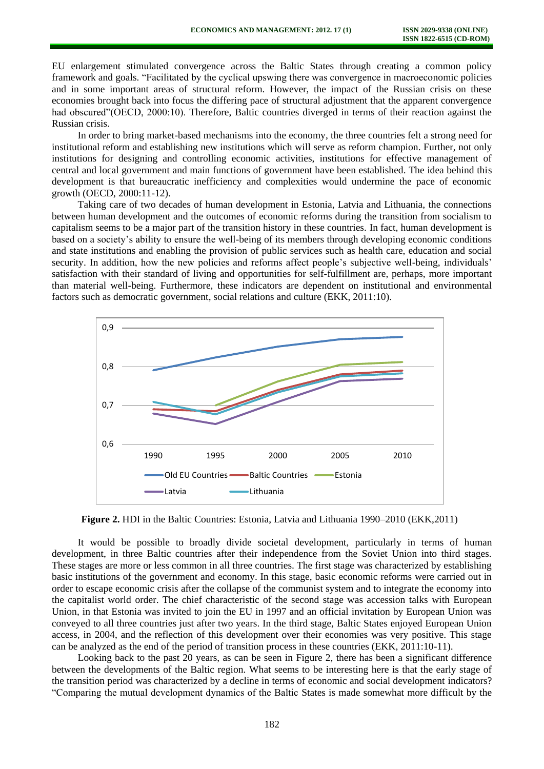EU enlargement stimulated convergence across the Baltic States through creating a common policy framework and goals. "Facilitated by the cyclical upswing there was convergence in macroeconomic policies and in some important areas of structural reform. However, the impact of the Russian crisis on these economies brought back into focus the differing pace of structural adjustment that the apparent convergence had obscured"(OECD, 2000:10). Therefore, Baltic countries diverged in terms of their reaction against the Russian crisis.

In order to bring market-based mechanisms into the economy, the three countries felt a strong need for institutional reform and establishing new institutions which will serve as reform champion. Further, not only institutions for designing and controlling economic activities, institutions for effective management of central and local government and main functions of government have been established. The idea behind this development is that bureaucratic inefficiency and complexities would undermine the pace of economic growth (OECD, 2000:11-12).

Taking care of two decades of human development in Estonia, Latvia and Lithuania, the connections between human development and the outcomes of economic reforms during the transition from socialism to capitalism seems to be a major part of the transition history in these countries. In fact, human development is based on a society's ability to ensure the well-being of its members through developing economic conditions and state institutions and enabling the provision of public services such as health care, education and social security. In addition, how the new policies and reforms affect people's subjective well-being, individuals' satisfaction with their standard of living and opportunities for self-fulfillment are, perhaps, more important than material well-being. Furthermore, these indicators are dependent on institutional and environmental factors such as democratic government, social relations and culture (EKK, 2011:10).

**Figure 2.** HDI in the Baltic Countries: Estonia, Latvia and Lithuania 1990–2010 (EKK,2011)

It would be possible to broadly divide societal development, particularly in terms of human development, in three Baltic countries after their independence from the Soviet Union into third stages. These stages are more or less common in all three countries. The first stage was characterized by establishing basic institutions of the government and economy. In this stage, basic economic reforms were carried out in order to escape economic crisis after the collapse of the communist system and to integrate the economy into the capitalist world order. The chief characteristic of the second stage was accession talks with European Union, in that Estonia was invited to join the EU in 1997 and an official invitation by European Union was conveyed to all three countries just after two years. In the third stage, Baltic States enjoyed European Union access, in 2004, and the reflection of this development over their economies was very positive. This stage can be analyzed as the end of the period of transition process in these countries (EKK, 2011:10-11).

Looking back to the past 20 years, as can be seen in Figure 2, there has been a significant difference between the developments of the Baltic region. What seems to be interesting here is that the early stage of the transition period was characterized by a decline in terms of economic and social development indicators? "Comparing the mutual development dynamics of the Baltic States is made somewhat more difficult by the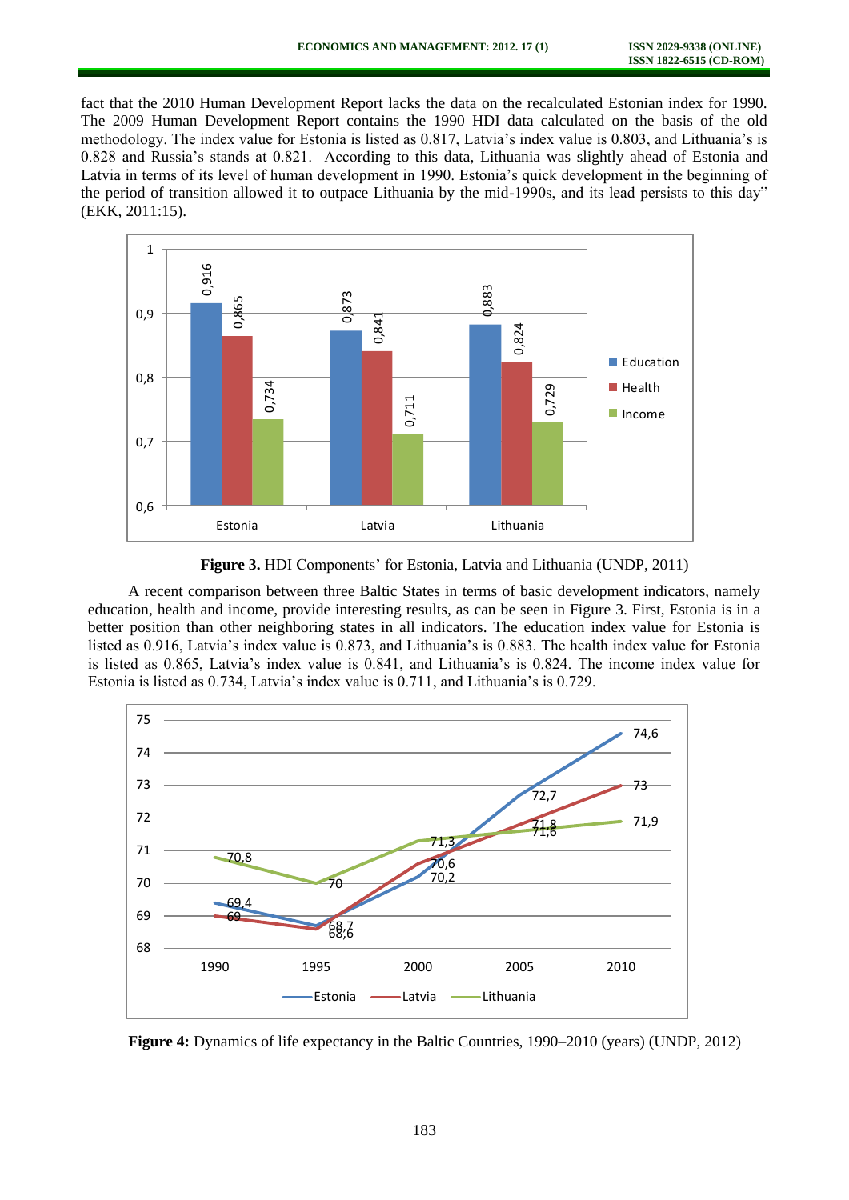fact that the 2010 Human Development Report lacks the data on the recalculated Estonian index for 1990. The 2009 Human Development Report contains the 1990 HDI data calculated on the basis of the old methodology. The index value for Estonia is listed as 0.817, Latvia's index value is 0.803, and Lithuania's is 0.828 and Russia's stands at 0.821. According to this data, Lithuania was slightly ahead of Estonia and Latvia in terms of its level of human development in 1990. Estonia's quick development in the beginning of the period of transition allowed it to outpace Lithuania by the mid-1990s, and its lead persists to this day" (EKK, 2011:15).

**Figure 3.** HDI Components' for Estonia, Latvia and Lithuania (UNDP, 2011)

A recent comparison between three Baltic States in terms of basic development indicators, namely education, health and income, provide interesting results, as can be seen in Figure 3. First, Estonia is in a better position than other neighboring states in all indicators. The education index value for Estonia is listed as 0.916, Latvia's index value is 0.873, and Lithuania's is 0.883. The health index value for Estonia is listed as 0.865, Latvia's index value is 0.841, and Lithuania's is 0.824. The income index value for Estonia is listed as 0.734, Latvia's index value is 0.711, and Lithuania's is 0.729.

**Figure 4:** Dynamics of life expectancy in the Baltic Countries, 1990–2010 (years) (UNDP, 2012)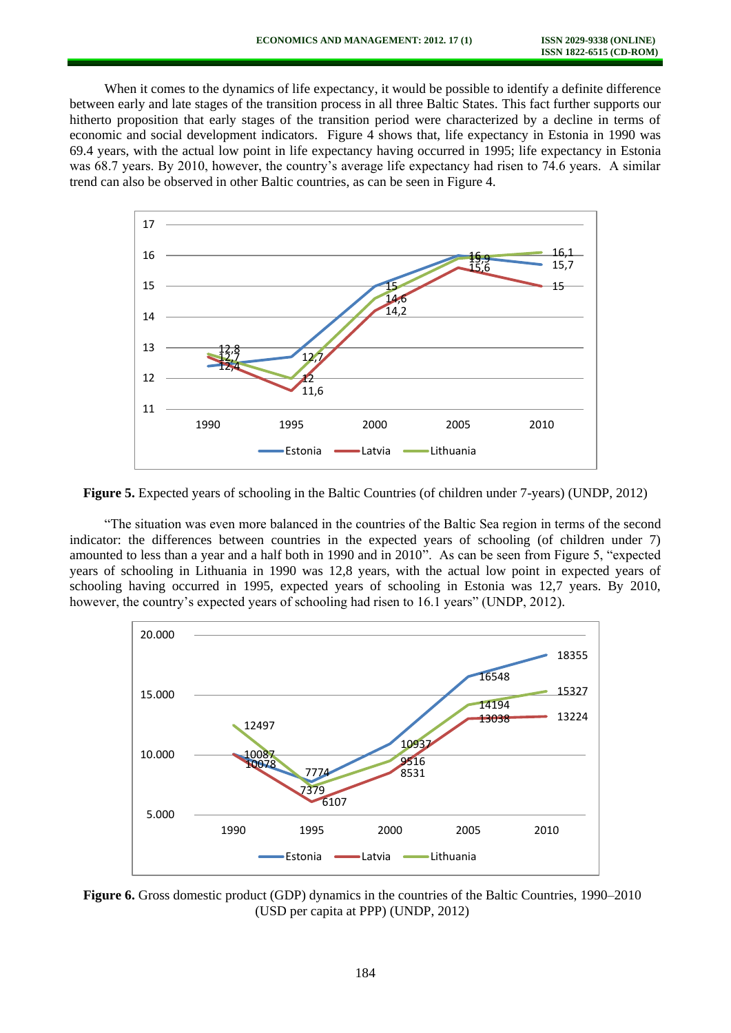When it comes to the dynamics of life expectancy, it would be possible to identify a definite difference between early and late stages of the transition process in all three Baltic States. This fact further supports our hitherto proposition that early stages of the transition period were characterized by a decline in terms of economic and social development indicators. Figure 4 shows that, life expectancy in Estonia in 1990 was 69.4 years, with the actual low point in life expectancy having occurred in 1995; life expectancy in Estonia was 68.7 years. By 2010, however, the country's average life expectancy had risen to 74.6 years. A similar trend can also be observed in other Baltic countries, as can be seen in Figure 4.

**Figure 5.** Expected years of schooling in the Baltic Countries (of children under 7-years) (UNDP, 2012)

"The situation was even more balanced in the countries of the Baltic Sea region in terms of the second indicator: the differences between countries in the expected years of schooling (of children under 7) amounted to less than a year and a half both in 1990 and in 2010". As can be seen from Figure 5, "expected years of schooling in Lithuania in 1990 was 12,8 years, with the actual low point in expected years of schooling having occurred in 1995, expected years of schooling in Estonia was 12,7 years. By 2010, however, the country's expected years of schooling had risen to 16.1 years" (UNDP, 2012).

**Figure 6.** Gross domestic product (GDP) dynamics in the countries of the Baltic Countries, 1990–2010 (USD per capita at PPP) (UNDP, 2012)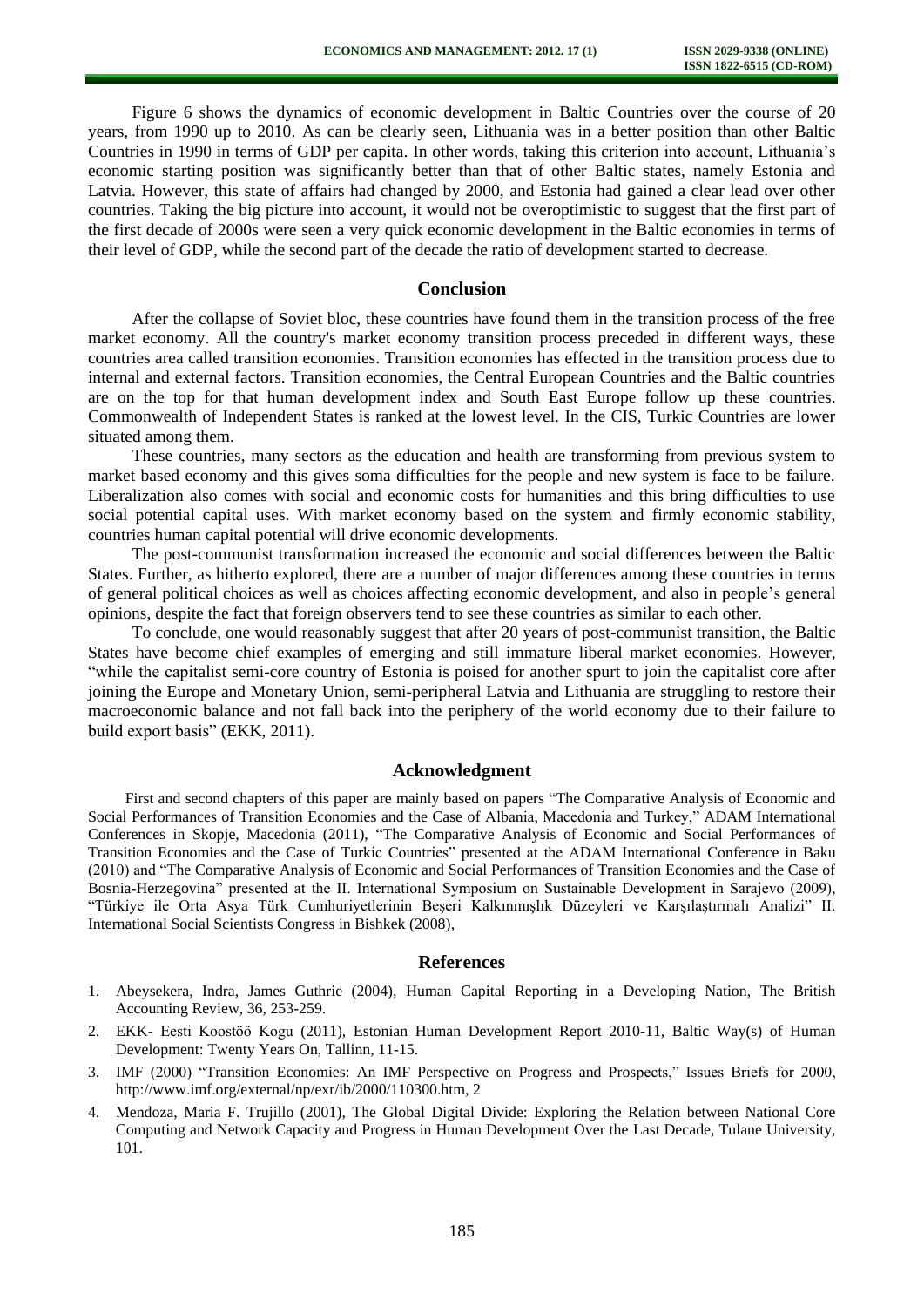Figure 6 shows the dynamics of economic development in Baltic Countries over the course of 20 years, from 1990 up to 2010. As can be clearly seen, Lithuania was in a better position than other Baltic Countries in 1990 in terms of GDP per capita. In other words, taking this criterion into account, Lithuania's economic starting position was significantly better than that of other Baltic states, namely Estonia and Latvia. However, this state of affairs had changed by 2000, and Estonia had gained a clear lead over other countries. Taking the big picture into account, it would not be overoptimistic to suggest that the first part of the first decade of 2000s were seen a very quick economic development in the Baltic economies in terms of their level of GDP, while the second part of the decade the ratio of development started to decrease.

## Conclusion

After the collapse of Soviet bloc, these countries have found them in the transition process of the free market economy. All the country's market economy transition process preceded in different ways, these countries area called transition economies. Transition economies has effected in the transition process due to internal and external factors. Transition economies, the Central European Countries and the Baltic countries are on the top for that human development index and South East Europe follow up these countries. Commonwealth of Independent States is ranked at the lowest level. In the CIS, Turkic Countries are lower situated among them.

These countries, many sectors as the education and health are transforming from previous system to market based economy and this gives soma difficulties for the people and new system is face to be failure. Liberalization also comes with social and economic costs for humanities and this bring difficulties to use social potential capital uses. With market economy based on the system and firmly economic stability, countries human capital potential will drive economic developments.

The post-communist transformation increased the economic and social differences between the Baltic States. Further, as hitherto explored, there are a number of major differences among these countries in terms of general political choices as well as choices affecting economic development, and also in people's general opinions, despite the fact that foreign observers tend to see these countries as similar to each other.

To conclude, one would reasonably suggest that after 20 years of post-communist transition, the Baltic States have become chief examples of emerging and still immature liberal market economies. However, "while the capitalist semi-core country of Estonia is poised for another spurt to join the capitalist core after joining the Europe and Monetary Union, semi-peripheral Latvia and Lithuania are struggling to restore their macroeconomic balance and not fall back into the periphery of the world economy due to their failure to build export basis" (EKK, 2011).

## Acknowledgment

First and second chapters of this paper are mainly based on papers "The Comparative Analysis of Economic and Social Performances of Transition Economies and the Case of Albania, Macedonia and Turkey," ADAM International Conferences in Skopje, Macedonia (2011), "The Comparative Analysis of Economic and Social Performances of Transition Economies and the Case of Turkic Countries" presented at the ADAM International Conference in Baku (2010) and "The Comparative Analysis of Economic and Social Performances of Transition Economies and the Case of Bosnia-Herzegovina" presented at the II. International Symposium on Sustainable Development in Sarajevo (2009), "Türkiye ile Orta Asya Türk Cumhuriyetlerinin Beşeri Kalkınmışlık Düzeyleri ve Karşılaştırmalı Analizi" II. International Social Scientists Congress in Bishkek (2008),

## References

1. Abeysekera, Indra, James Guthrie (2004), Human Capital Reporting in a Developing Nation, The British Accounting Review, 36, 253-259.
2. EKK- Eesti Koostöö Kogu (2011), Estonian Human Development Report 2010-11, Baltic Way(s) of Human Development: Twenty Years On, Tallinn, 11-15.
3. IMF (2000) "Transition Economies: An IMF Perspective on Progress and Prospects," Issues Briefs for 2000, http://www.imf.org/external/np/exr/ib/2000/110300.htm, 2
4. Mendoza, Maria F. Trujillo (2001), The Global Digital Divide: Exploring the Relation between National Core Computing and Network Capacity and Progress in Human Development Over the Last Decade, Tulane University, 101.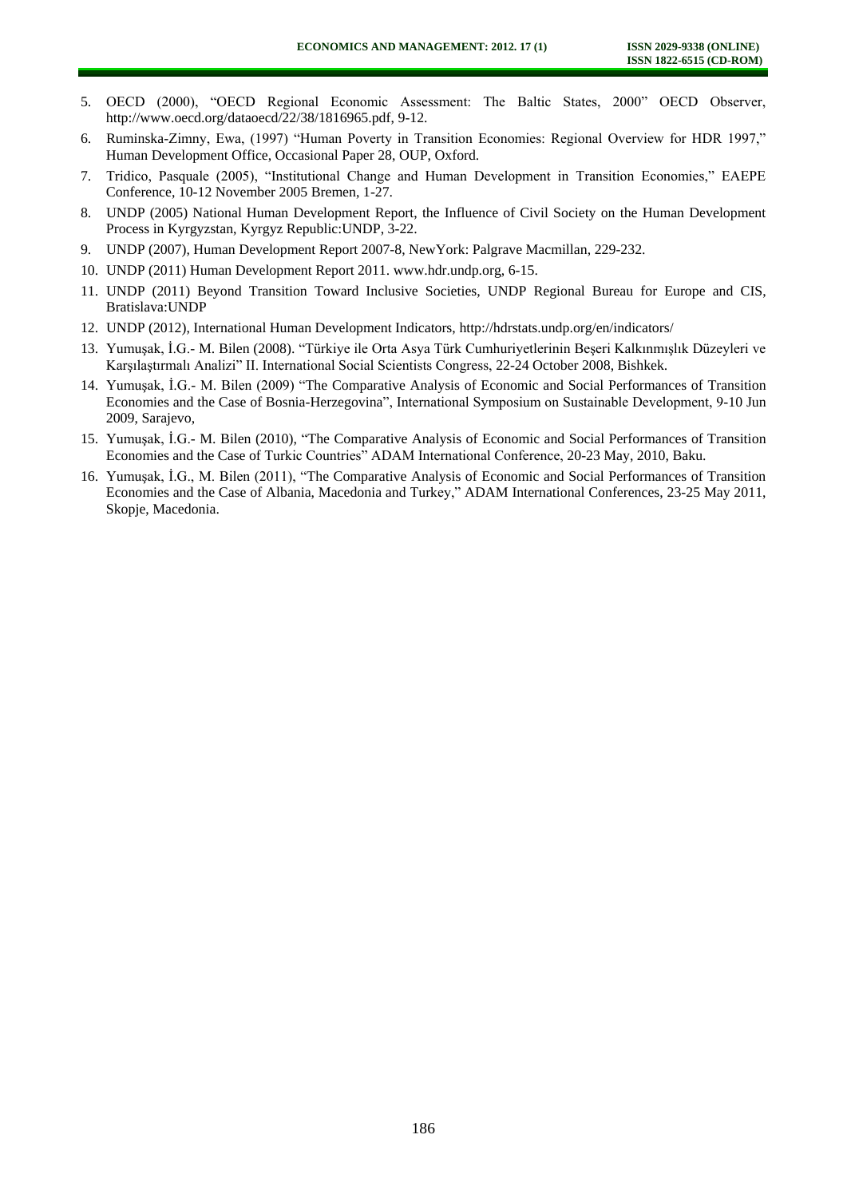5. OECD (2000), "OECD Regional Economic Assessment: The Baltic States, 2000" OECD Observer, http://www.oecd.org/dataoecd/22/38/1816965.pdf, 9-12.
6. Ruminska-Zimny, Ewa, (1997) "Human Poverty in Transition Economies: Regional Overview for HDR 1997," Human Development Office, Occasional Paper 28, OUP, Oxford.
7. Tridico, Pasquale (2005), "Institutional Change and Human Development in Transition Economies," EAEPE Conference, 10-12 November 2005 Bremen, 1-27.
8. UNDP (2005) National Human Development Report, the Influence of Civil Society on the Human Development Process in Kyrgyzstan, Kyrgyz Republic:UNDP, 3-22.
9. UNDP (2007), Human Development Report 2007-8, NewYork: Palgrave Macmillan, 229-232.
10. UNDP (2011) Human Development Report 2011. www.hdr.undp.org, 6-15.
11. UNDP (2011) Beyond Transition Toward Inclusive Societies, UNDP Regional Bureau for Europe and CIS, Bratislava:UNDP
12. UNDP (2012), International Human Development Indicators, http://hdrstats.undp.org/en/indicators/
13. Yumuşak, İ.G.- M. Bilen (2008). "Türkiye ile Orta Asya Türk Cumhuriyetlerinin Beşeri Kalkınmışlık Düzeyleri ve Karşılaştırmalı Analizi" II. International Social Scientists Congress, 22-24 October 2008, Bishkek.
14. Yumuşak, İ.G.- M. Bilen (2009) "The Comparative Analysis of Economic and Social Performances of Transition Economies and the Case of Bosnia-Herzegovina", International Symposium on Sustainable Development, 9-10 Jun 2009, Sarajevo,
15. Yumuşak, İ.G.- M. Bilen (2010), "The Comparative Analysis of Economic and Social Performances of Transition Economies and the Case of Turkic Countries" ADAM International Conference, 20-23 May, 2010, Baku.
16. Yumuşak, İ.G., M. Bilen (2011), "The Comparative Analysis of Economic and Social Performances of Transition Economies and the Case of Albania, Macedonia and Turkey," ADAM International Conferences, 23-25 May 2011, Skopje, Macedonia.